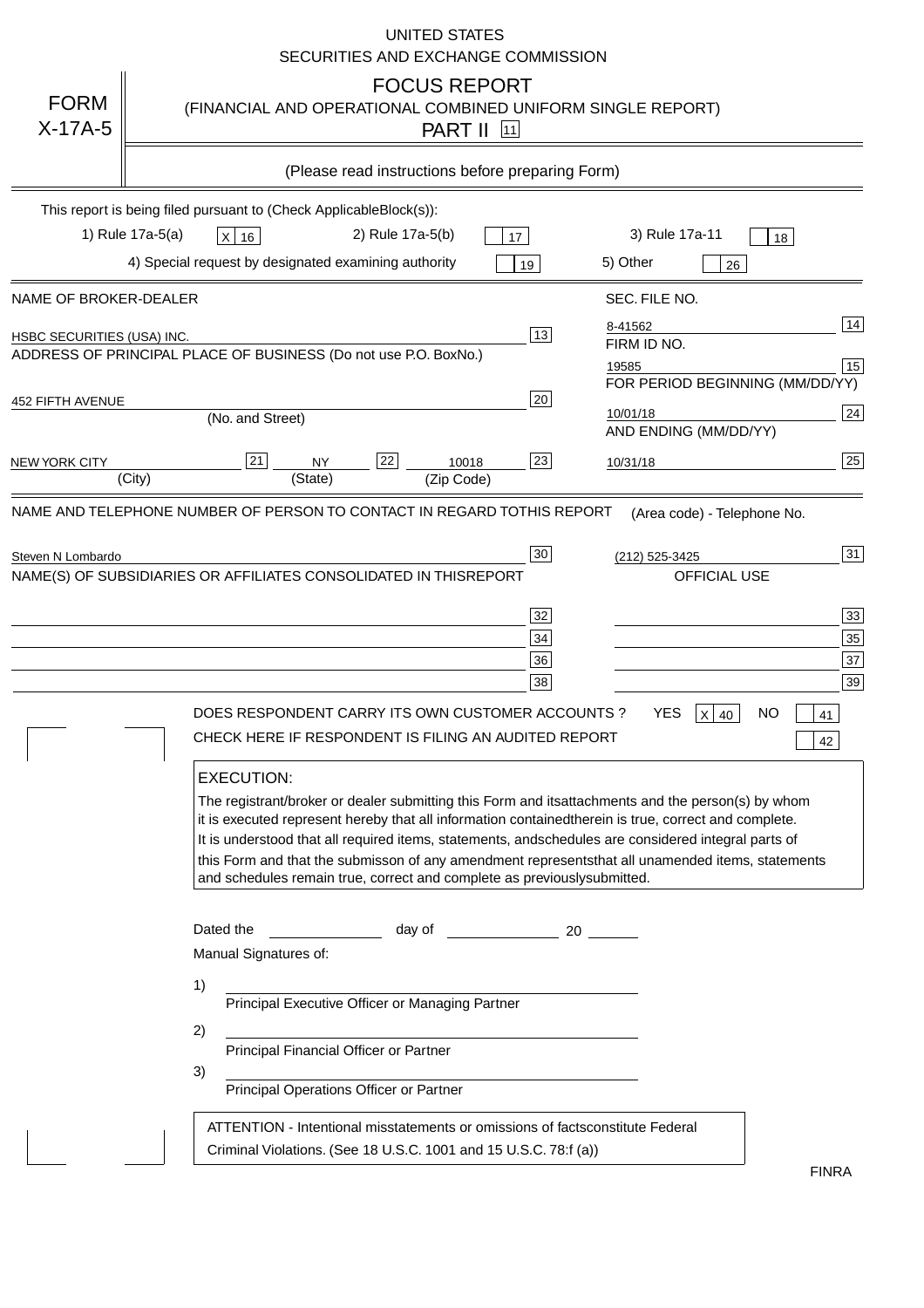UNITED STATES
SECURITIES AND EXCHANGE COMMISSION

FORM X-17A-5

# FOCUS REPORT

(FINANCIAL AND OPERATIONAL COMBINED UNIFORM SINGLE REPORT)

PART II [11]

(Please read instructions before preparing Form)

This report is being filed pursuant to (Check ApplicableBlock(s)):

1) Rule 17a-5(a) [X] [16]   2) Rule 17a-5(b) [ ] [17]   3) Rule 17a-11 [ ] [18]

4) Special request by designated examining authority [ ] [19]   5) Other [ ] [26]

| NAME OF BROKER-DEALER | | SEC. FILE NO. | |
|---|---|---|---|
| HSBC SECURITIES (USA) INC. | 13 | 8-41562 | 14 |
| ADDRESS OF PRINCIPAL PLACE OF BUSINESS (Do not use P.O. BoxNo.) | | FIRM ID NO. | |
| | | 19585 | 15 |
| | | FOR PERIOD BEGINNING (MM/DD/YY) | |
| 452 FIFTH AVENUE (No. and Street) | 20 | 10/01/18 | 24 |
| | | AND ENDING (MM/DD/YY) | |
| NEW YORK CITY (City) [21] NY (State) [22] 10018 (Zip Code) | 23 | 10/31/18 | 25 |

| NAME AND TELEPHONE NUMBER OF PERSON TO CONTACT IN REGARD TOTHIS REPORT | | (Area code) - Telephone No. | |
|---|---|---|---|
| Steven N Lombardo | 30 | (212) 525-3425 | 31 |
| NAME(S) OF SUBSIDIARIES OR AFFILIATES CONSOLIDATED IN THISREPORT | | OFFICIAL USE | |
| | 32 | | 33 |
| | 34 | | 35 |
| | 36 | | 37 |
| | 38 | | 39 |

DOES RESPONDENT CARRY ITS OWN CUSTOMER ACCOUNTS ? YES [X] [40] NO [ ] [41]

CHECK HERE IF RESPONDENT IS FILING AN AUDITED REPORT [ ] [42]

**EXECUTION:**

The registrant/broker or dealer submitting this Form and itsattachments and the person(s) by whom it is executed represent hereby that all information containedtherein is true, correct and complete. It is understood that all required items, statements, andschedules are considered integral parts of this Form and that the submisson of any amendment representsthat all unamended items, statements and schedules remain true, correct and complete as previouslysubmitted.

Dated the ____________ day of ____________ 20 ______

Manual Signatures of:

1) ______________________________
Principal Executive Officer or Managing Partner

2) ______________________________
Principal Financial Officer or Partner

3) ______________________________
Principal Operations Officer or Partner

ATTENTION - Intentional misstatements or omissions of factsconstitute Federal Criminal Violations. (See 18 U.S.C. 1001 and 15 U.S.C. 78:f (a))

FINRA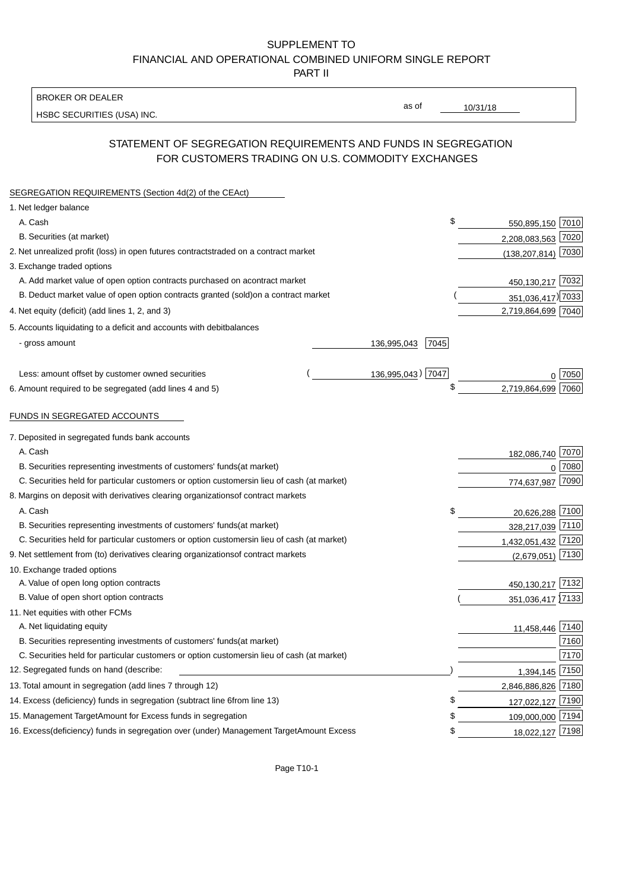SUPPLEMENT TO
FINANCIAL AND OPERATIONAL COMBINED UNIFORM SINGLE REPORT
PART II

BROKER OR DEALER
HSBC SECURITIES (USA) INC.

as of 10/31/18

## STATEMENT OF SEGREGATION REQUIREMENTS AND FUNDS IN SEGREGATION FOR CUSTOMERS TRADING ON U.S. COMMODITY EXCHANGES

| | | | | |
|---|---|---|---|---|
| **SEGREGATION REQUIREMENTS (Section 4d(2) of the CEAct)** | | | | |
| 1. Net ledger balance | | | | |
| A. Cash | | | $ 550,895,150 | 7010 |
| B. Securities (at market) | | | 2,208,083,563 | 7020 |
| 2. Net unrealized profit (loss) in open futures contracts traded on a contract market | | | (138,207,814) | 7030 |
| 3. Exchange traded options | | | | |
| A. Add market value of open option contracts purchased on a contract market | | | 450,130,217 | 7032 |
| B. Deduct market value of open option contracts granted (sold) on a contract market | | | (351,036,417) | 7033 |
| 4. Net equity (deficit) (add lines 1, 2, and 3) | | | 2,719,864,699 | 7040 |
| 5. Accounts liquidating to a deficit and accounts with debit balances | | | | |
| - gross amount | 136,995,043 | 7045 | | |
| Less: amount offset by customer owned securities | (136,995,043) | 7047 | 0 | 7050 |
| 6. Amount required to be segregated (add lines 4 and 5) | | | $ 2,719,864,699 | 7060 |
| **FUNDS IN SEGREGATED ACCOUNTS** | | | | |
| 7. Deposited in segregated funds bank accounts | | | | |
| A. Cash | | | 182,086,740 | 7070 |
| B. Securities representing investments of customers' funds (at market) | | | 0 | 7080 |
| C. Securities held for particular customers or option customers in lieu of cash (at market) | | | 774,637,987 | 7090 |
| 8. Margins on deposit with derivatives clearing organizations of contract markets | | | | |
| A. Cash | | | $ 20,626,288 | 7100 |
| B. Securities representing investments of customers' funds (at market) | | | 328,217,039 | 7110 |
| C. Securities held for particular customers or option customers in lieu of cash (at market) | | | 1,432,051,432 | 7120 |
| 9. Net settlement from (to) derivatives clearing organizations of contract markets | | | (2,679,051) | 7130 |
| 10. Exchange traded options | | | | |
| A. Value of open long option contracts | | | 450,130,217 | 7132 |
| B. Value of open short option contracts | | | (351,036,417) | 7133 |
| 11. Net equities with other FCMs | | | | |
| A. Net liquidating equity | | | 11,458,446 | 7140 |
| B. Securities representing investments of customers' funds (at market) | | | | 7160 |
| C. Securities held for particular customers or option customers in lieu of cash (at market) | | | | 7170 |
| 12. Segregated funds on hand (describe: ) | | | 1,394,145 | 7150 |
| 13. Total amount in segregation (add lines 7 through 12) | | | 2,846,886,826 | 7180 |
| 14. Excess (deficiency) funds in segregation (subtract line 6 from line 13) | | | $ 127,022,127 | 7190 |
| 15. Management Target Amount for Excess funds in segregation | | | $ 109,000,000 | 7194 |
| 16. Excess (deficiency) funds in segregation over (under) Management Target Amount Excess | | | $ 18,022,127 | 7198 |

Page T10-1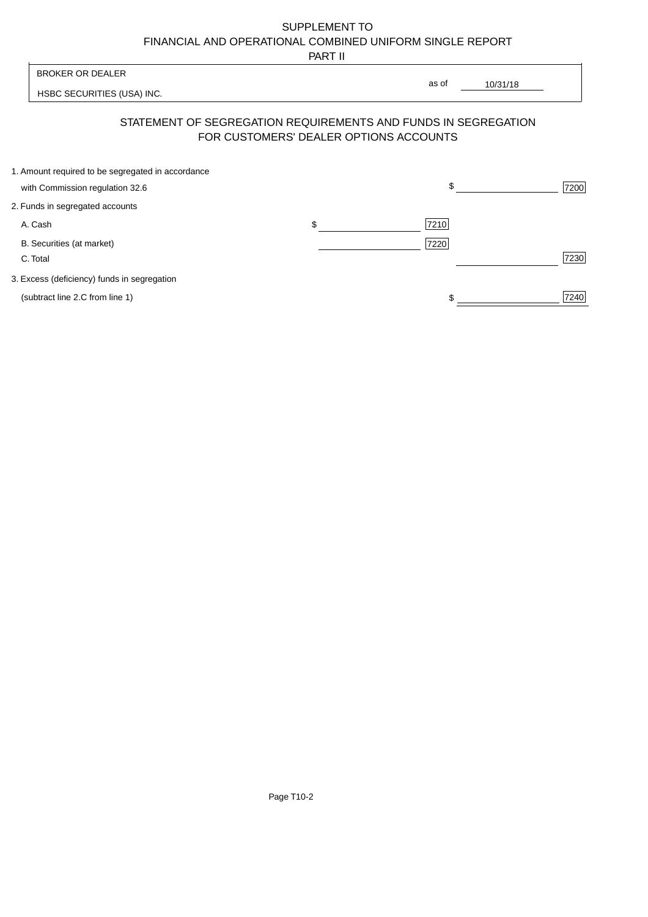SUPPLEMENT TO
FINANCIAL AND OPERATIONAL COMBINED UNIFORM SINGLE REPORT
PART II

| BROKER OR DEALER | |
|---|---|
| HSBC SECURITIES (USA) INC. | as of 10/31/18 |

## STATEMENT OF SEGREGATION REQUIREMENTS AND FUNDS IN SEGREGATION FOR CUSTOMERS' DEALER OPTIONS ACCOUNTS

| | | | | |
|---|---|---|---|---|
| 1. Amount required to be segregated in accordance with Commission regulation 32.6 | | | $ | 7200 |
| 2. Funds in segregated accounts | | | | |
| A. Cash | $ | 7210 | | |
| B. Securities (at market) | | 7220 | | |
| C. Total | | | | 7230 |
| 3. Excess (deficiency) funds in segregation (subtract line 2.C from line 1) | | | $ | 7240 |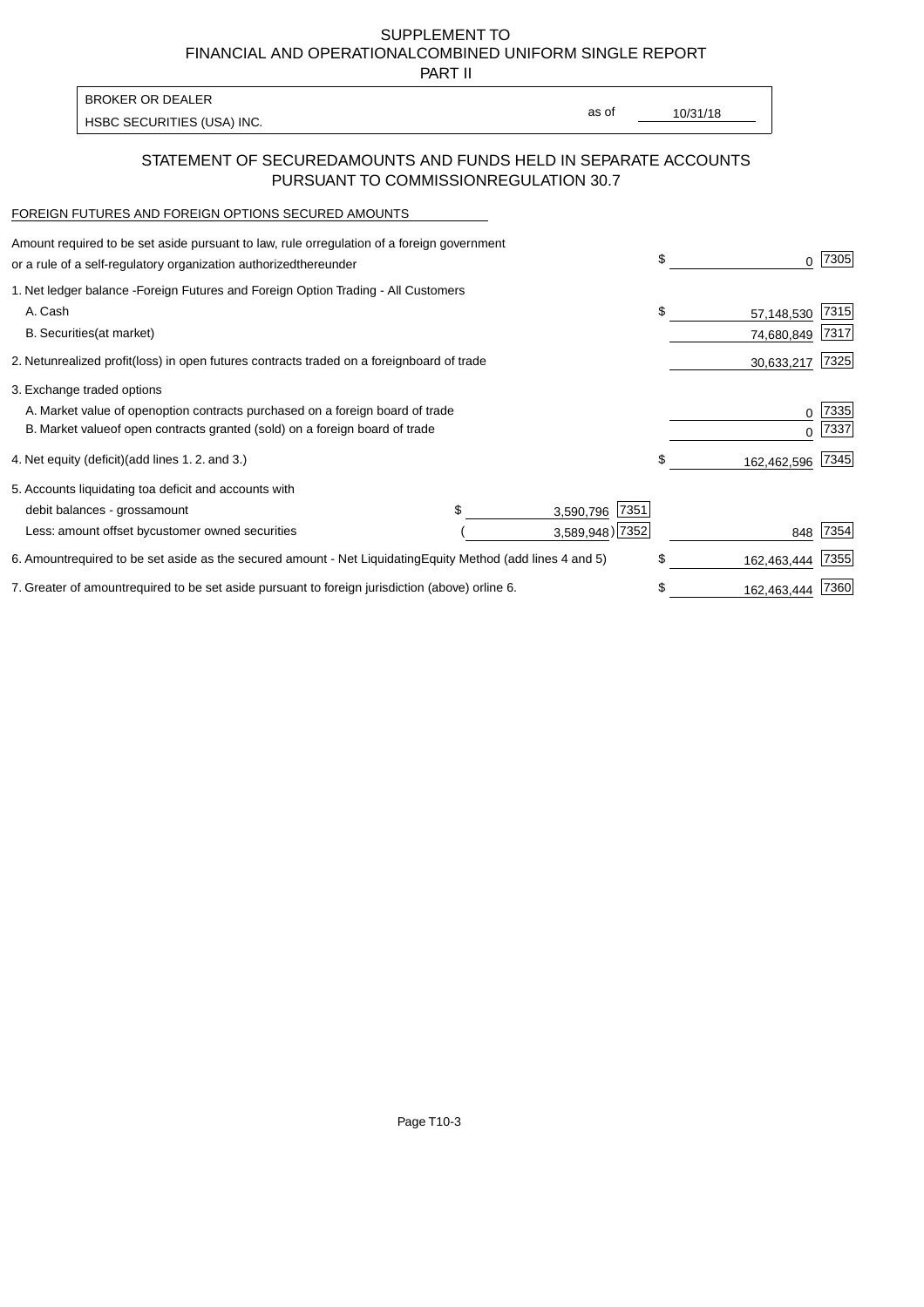SUPPLEMENT TO
FINANCIAL AND OPERATIONAL COMBINED UNIFORM SINGLE REPORT
PART II

| BROKER OR DEALER | | |
|---|---|---|
| HSBC SECURITIES (USA) INC. | as of | 10/31/18 |

## STATEMENT OF SECURED AMOUNTS AND FUNDS HELD IN SEPARATE ACCOUNTS PURSUANT TO COMMISSION REGULATION 30.7

FOREIGN FUTURES AND FOREIGN OPTIONS SECURED AMOUNTS

| | | | | |
|---|---|---|---|---|
| Amount required to be set aside pursuant to law, rule or regulation of a foreign government or a rule of a self-regulatory organization authorized thereunder | | | $ 0 | 7305 |
| 1. Net ledger balance - Foreign Futures and Foreign Option Trading - All Customers | | | | |
| A. Cash | | | $ 57,148,530 | 7315 |
| B. Securities (at market) | | | 74,680,849 | 7317 |
| 2. Net unrealized profit (loss) in open futures contracts traded on a foreign board of trade | | | 30,633,217 | 7325 |
| 3. Exchange traded options | | | | |
| A. Market value of open option contracts purchased on a foreign board of trade | | | 0 | 7335 |
| B. Market value of open contracts granted (sold) on a foreign board of trade | | | 0 | 7337 |
| 4. Net equity (deficit) (add lines 1. 2. and 3.) | | | $ 162,462,596 | 7345 |
| 5. Accounts liquidating to a deficit and accounts with | | | | |
| debit balances - gross amount | $ 3,590,796 | 7351 | | |
| Less: amount offset by customer owned securities | ( 3,589,948 ) | 7352 | 848 | 7354 |
| 6. Amount required to be set aside as the secured amount - Net Liquidating Equity Method (add lines 4 and 5) | | | $ 162,463,444 | 7355 |
| 7. Greater of amount required to be set aside pursuant to foreign jurisdiction (above) or line 6. | | | $ 162,463,444 | 7360 |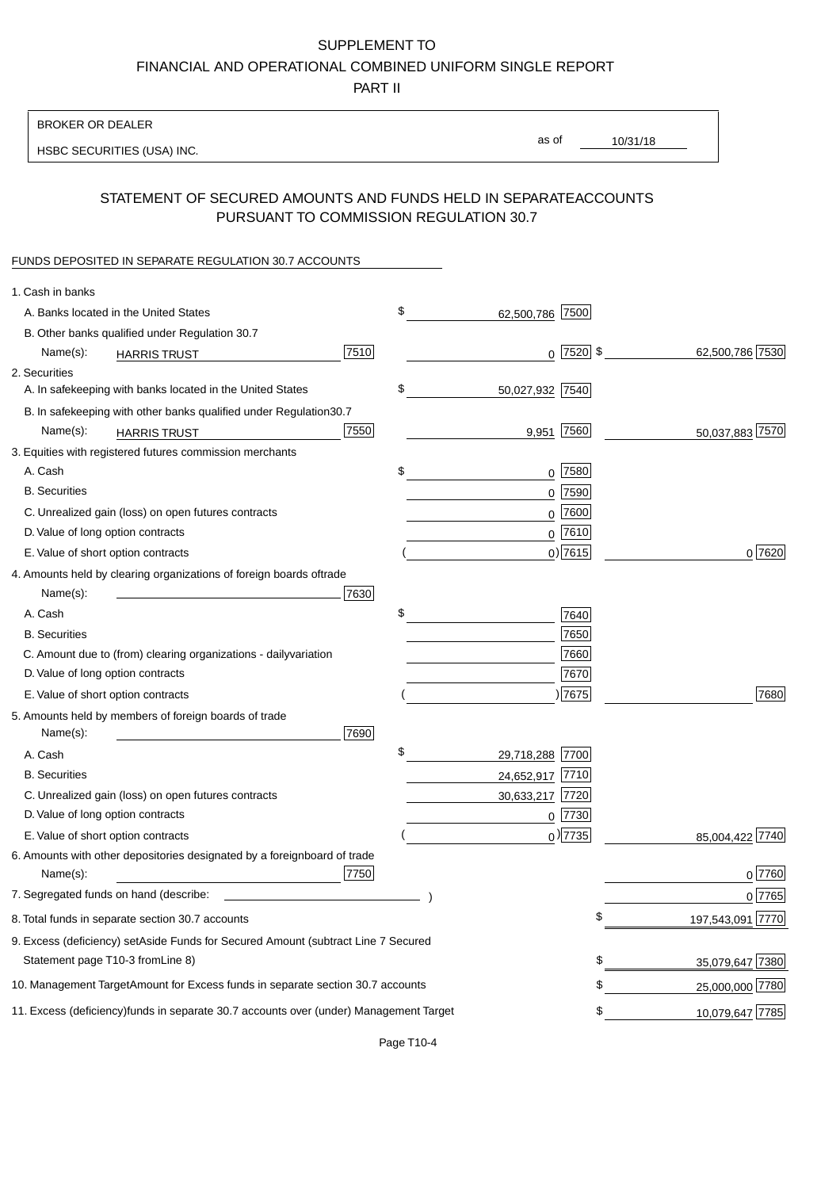SUPPLEMENT TO

FINANCIAL AND OPERATIONAL COMBINED UNIFORM SINGLE REPORT

PART II

BROKER OR DEALER

HSBC SECURITIES (USA) INC.

as of 10/31/18

## STATEMENT OF SECURED AMOUNTS AND FUNDS HELD IN SEPARATE ACCOUNTS PURSUANT TO COMMISSION REGULATION 30.7

FUNDS DEPOSITED IN SEPARATE REGULATION 30.7 ACCOUNTS

| | | | |
|---|---|---|---|
| 1. Cash in banks | | | |
| A. Banks located in the United States | | $ 62,500,786 [7500] | |
| B. Other banks qualified under Regulation 30.7 | | | |
| Name(s): HARRIS TRUST | [7510] | 0 [7520] | $ 62,500,786 [7530] |
| 2. Securities | | | |
| A. In safekeeping with banks located in the United States | | $ 50,027,932 [7540] | |
| B. In safekeeping with other banks qualified under Regulation 30.7 | | | |
| Name(s): HARRIS TRUST | [7550] | 9,951 [7560] | 50,037,883 [7570] |
| 3. Equities with registered futures commission merchants | | | |
| A. Cash | | $ 0 [7580] | |
| B. Securities | | 0 [7590] | |
| C. Unrealized gain (loss) on open futures contracts | | 0 [7600] | |
| D. Value of long option contracts | | 0 [7610] | |
| E. Value of short option contracts | | ( 0) [7615] | 0 [7620] |
| 4. Amounts held by clearing organizations of foreign boards of trade | | | |
| Name(s): | [7630] | | |
| A. Cash | | $ [7640] | |
| B. Securities | | [7650] | |
| C. Amount due to (from) clearing organizations - daily variation | | [7660] | |
| D. Value of long option contracts | | [7670] | |
| E. Value of short option contracts | | ( ) [7675] | [7680] |
| 5. Amounts held by members of foreign boards of trade | | | |
| Name(s): | [7690] | | |
| A. Cash | | $ 29,718,288 [7700] | |
| B. Securities | | 24,652,917 [7710] | |
| C. Unrealized gain (loss) on open futures contracts | | 30,633,217 [7720] | |
| D. Value of long option contracts | | 0 [7730] | |
| E. Value of short option contracts | | ( 0) [7735] | 85,004,422 [7740] |
| 6. Amounts with other depositories designated by a foreign board of trade | | | |
| Name(s): | [7750] | | 0 [7760] |
| 7. Segregated funds on hand (describe: ) | | | 0 [7765] |
| 8. Total funds in separate section 30.7 accounts | | | $ 197,543,091 [7770] |
| 9. Excess (deficiency) set Aside Funds for Secured Amount (subtract Line 7 Secured Statement page T10-3 from Line 8) | | | $ 35,079,647 [7380] |
| 10. Management Target Amount for Excess funds in separate section 30.7 accounts | | | $ 25,000,000 [7780] |
| 11. Excess (deficiency) funds in separate 30.7 accounts over (under) Management Target | | | $ 10,079,647 [7785] |

Page T10-4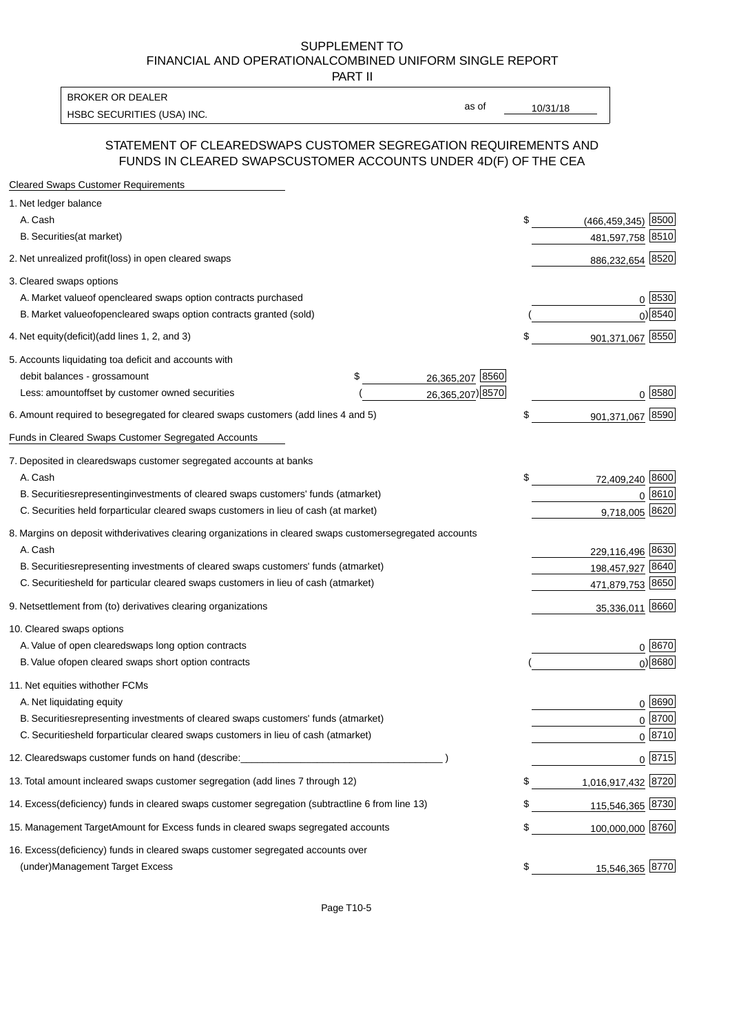SUPPLEMENT TO
FINANCIAL AND OPERATIONALCOMBINED UNIFORM SINGLE REPORT
PART II

| BROKER OR DEALER | | |
|---|---|---|
| HSBC SECURITIES (USA) INC. | as of | 10/31/18 |

## STATEMENT OF CLEAREDSWAPS CUSTOMER SEGREGATION REQUIREMENTS AND FUNDS IN CLEARED SWAPSCUSTOMER ACCOUNTS UNDER 4D(F) OF THE CEA

| Cleared Swaps Customer Requirements | | | |
|---|---|---|---|
| 1. Net ledger balance | | | |
| A. Cash | | $ (466,459,345) | 8500 |
| B. Securities(at market) | | 481,597,758 | 8510 |
| 2. Net unrealized profit(loss) in open cleared swaps | | 886,232,654 | 8520 |
| 3. Cleared swaps options | | | |
| A. Market valueof opencleared swaps option contracts purchased | | 0 | 8530 |
| B. Market valueofopencleared swaps option contracts granted (sold) | | ( 0) | 8540 |
| 4. Net equity(deficit)(add lines 1, 2, and 3) | | $ 901,371,067 | 8550 |
| 5. Accounts liquidating toa deficit and accounts with | | | |
| debit balances - grossamount | $ 26,365,207 8560 | | |
| Less: amountoffset by customer owned securities | ( 26,365,207) 8570 | 0 | 8580 |
| 6. Amount required to besegregated for cleared swaps customers (add lines 4 and 5) | | $ 901,371,067 | 8590 |
| **Funds in Cleared Swaps Customer Segregated Accounts** | | | |
| 7. Deposited in clearedswaps customer segregated accounts at banks | | | |
| A. Cash | | $ 72,409,240 | 8600 |
| B. Securitiesrepresentinginvestments of cleared swaps customers' funds (atmarket) | | 0 | 8610 |
| C. Securities held forparticular cleared swaps customers in lieu of cash (at market) | | 9,718,005 | 8620 |
| 8. Margins on deposit withderivatives clearing organizations in cleared swaps customersegregated accounts | | | |
| A. Cash | | 229,116,496 | 8630 |
| B. Securitiesrepresenting investments of cleared swaps customers' funds (atmarket) | | 198,457,927 | 8640 |
| C. Securitiesheld for particular cleared swaps customers in lieu of cash (atmarket) | | 471,879,753 | 8650 |
| 9. Netsettlement from (to) derivatives clearing organizations | | 35,336,011 | 8660 |
| 10. Cleared swaps options | | | |
| A. Value of open clearedswaps long option contracts | | 0 | 8670 |
| B. Value ofopen cleared swaps short option contracts | | ( 0) | 8680 |
| 11. Net equities withother FCMs | | | |
| A. Net liquidating equity | | 0 | 8690 |
| B. Securitiesrepresenting investments of cleared swaps customers' funds (atmarket) | | 0 | 8700 |
| C. Securitiesheld forparticular cleared swaps customers in lieu of cash (atmarket) | | 0 | 8710 |
| 12. Clearedswaps customer funds on hand (describe:_______________ ) | | 0 | 8715 |
| 13. Total amount incleared swaps customer segregation (add lines 7 through 12) | | $ 1,016,917,432 | 8720 |
| 14. Excess(deficiency) funds in cleared swaps customer segregation (subtractline 6 from line 13) | | $ 115,546,365 | 8730 |
| 15. Management TargetAmount for Excess funds in cleared swaps segregated accounts | | $ 100,000,000 | 8760 |
| 16. Excess(deficiency) funds in cleared swaps customer segregated accounts over (under)Management Target Excess | | $ 15,546,365 | 8770 |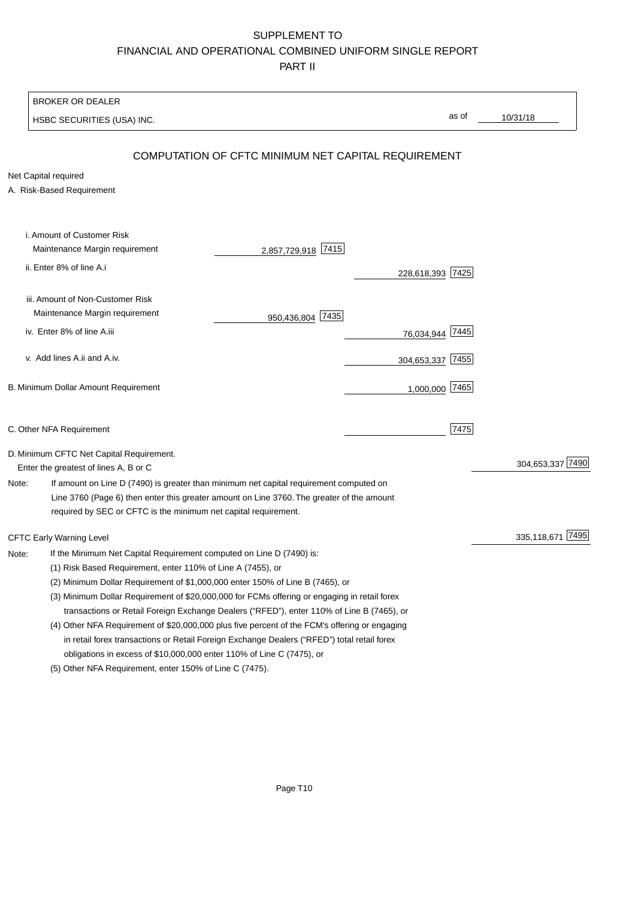# SUPPLEMENT TO
# FINANCIAL AND OPERATIONAL COMBINED UNIFORM SINGLE REPORT
# PART II

| | |
|---|---|
| BROKER OR DEALER | |
| HSBC SECURITIES (USA) INC. | as of 10/31/18 |

## COMPUTATION OF CFTC MINIMUM NET CAPITAL REQUIREMENT

Net Capital required

A. Risk-Based Requirement

| | | | |
|---|---|---|---|
| i. Amount of Customer Risk Maintenance Margin requirement | 2,857,729,918 [7415] | | |
| ii. Enter 8% of line A.i | | 228,618,393 [7425] | |
| iii. Amount of Non-Customer Risk Maintenance Margin requirement | 950,436,804 [7435] | | |
| iv. Enter 8% of line A.iii | | 76,034,944 [7445] | |
| v. Add lines A.ii and A.iv. | | 304,653,337 [7455] | |
| B. Minimum Dollar Amount Requirement | | 1,000,000 [7465] | |
| C. Other NFA Requirement | | [7475] | |
| D. Minimum CFTC Net Capital Requirement. Enter the greatest of lines A, B or C | | | 304,653,337 [7490] |

Note: If amount on Line D (7490) is greater than minimum net capital requirement computed on Line 3760 (Page 6) then enter this greater amount on Line 3760. The greater of the amount required by SEC or CFTC is the minimum net capital requirement.

CFTC Early Warning Level — 335,118,671 [7495]

Note: If the Minimum Net Capital Requirement computed on Line D (7490) is:

(1) Risk Based Requirement, enter 110% of Line A (7455), or

(2) Minimum Dollar Requirement of $1,000,000 enter 150% of Line B (7465), or

(3) Minimum Dollar Requirement of $20,000,000 for FCMs offering or engaging in retail forex transactions or Retail Foreign Exchange Dealers ("RFED"), enter 110% of Line B (7465), or

(4) Other NFA Requirement of $20,000,000 plus five percent of the FCM's offering or engaging in retail forex transactions or Retail Foreign Exchange Dealers ("RFED") total retail forex obligations in excess of $10,000,000 enter 110% of Line C (7475), or

(5) Other NFA Requirement, enter 150% of Line C (7475).